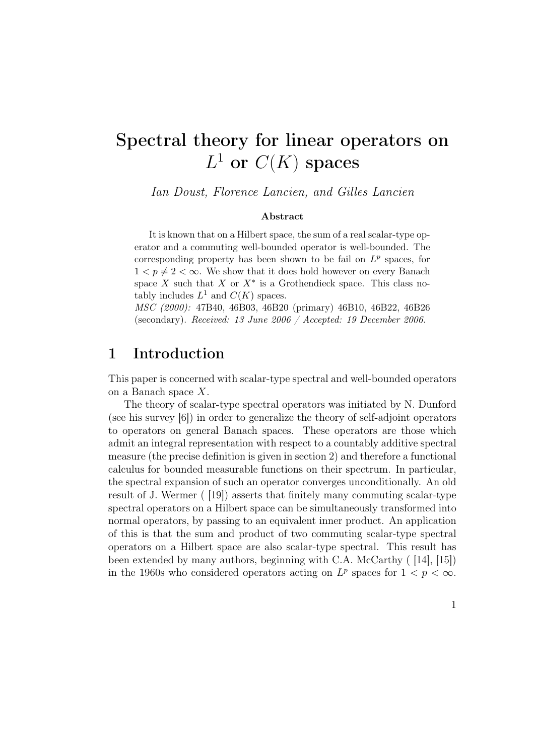# Spectral theory for linear operators on $L^1$ or $C(K)$ spaces

*Ian Doust, Florence Lancien, and Gilles Lancien*

**Abstract**

It is known that on a Hilbert space, the sum of a real scalar-type operator and a commuting well-bounded operator is well-bounded. The corresponding property has been shown to be fail on $L^p$ spaces, for $1 < p \neq 2 < \infty$. We show that it does hold however on every Banach space $X$ such that $X$ or $X^*$ is a Grothendieck space. This class notably includes $L^1$ and $C(K)$ spaces.

*MSC (2000):* 47B40, 46B03, 46B20 (primary) 46B10, 46B22, 46B26 (secondary). *Received: 13 June 2006 / Accepted: 19 December 2006.*

## 1 Introduction

This paper is concerned with scalar-type spectral and well-bounded operators on a Banach space $X$.

The theory of scalar-type spectral operators was initiated by N. Dunford (see his survey [6]) in order to generalize the theory of self-adjoint operators to operators on general Banach spaces. These operators are those which admit an integral representation with respect to a countably additive spectral measure (the precise definition is given in section 2) and therefore a functional calculus for bounded measurable functions on their spectrum. In particular, the spectral expansion of such an operator converges unconditionally. An old result of J. Wermer ( [19]) asserts that finitely many commuting scalar-type spectral operators on a Hilbert space can be simultaneously transformed into normal operators, by passing to an equivalent inner product. An application of this is that the sum and product of two commuting scalar-type spectral operators on a Hilbert space are also scalar-type spectral. This result has been extended by many authors, beginning with C.A. McCarthy ( [14], [15]) in the 1960s who considered operators acting on $L^p$ spaces for $1 < p < \infty$.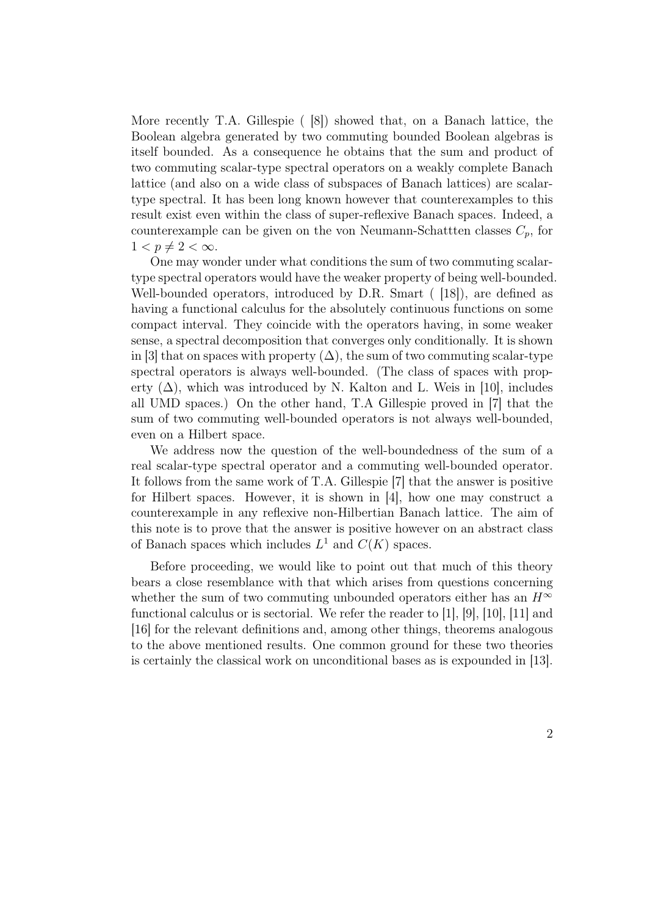More recently T.A. Gillespie ( [8]) showed that, on a Banach lattice, the Boolean algebra generated by two commuting bounded Boolean algebras is itself bounded. As a consequence he obtains that the sum and product of two commuting scalar-type spectral operators on a weakly complete Banach lattice (and also on a wide class of subspaces of Banach lattices) are scalar-type spectral. It has been long known however that counterexamples to this result exist even within the class of super-reflexive Banach spaces. Indeed, a counterexample can be given on the von Neumann-Schattten classes $C_p$, for $1 < p \neq 2 < \infty$.

One may wonder under what conditions the sum of two commuting scalar-type spectral operators would have the weaker property of being well-bounded. Well-bounded operators, introduced by D.R. Smart ( [18]), are defined as having a functional calculus for the absolutely continuous functions on some compact interval. They coincide with the operators having, in some weaker sense, a spectral decomposition that converges only conditionally. It is shown in [3] that on spaces with property $(\Delta)$, the sum of two commuting scalar-type spectral operators is always well-bounded. (The class of spaces with property $(\Delta)$, which was introduced by N. Kalton and L. Weis in [10], includes all UMD spaces.) On the other hand, T.A Gillespie proved in [7] that the sum of two commuting well-bounded operators is not always well-bounded, even on a Hilbert space.

We address now the question of the well-boundedness of the sum of a real scalar-type spectral operator and a commuting well-bounded operator. It follows from the same work of T.A. Gillespie [7] that the answer is positive for Hilbert spaces. However, it is shown in [4], how one may construct a counterexample in any reflexive non-Hilbertian Banach lattice. The aim of this note is to prove that the answer is positive however on an abstract class of Banach spaces which includes $L^1$ and $C(K)$ spaces.

Before proceeding, we would like to point out that much of this theory bears a close resemblance with that which arises from questions concerning whether the sum of two commuting unbounded operators either has an $H^\infty$ functional calculus or is sectorial. We refer the reader to [1], [9], [10], [11] and [16] for the relevant definitions and, among other things, theorems analogous to the above mentioned results. One common ground for these two theories is certainly the classical work on unconditional bases as is expounded in [13].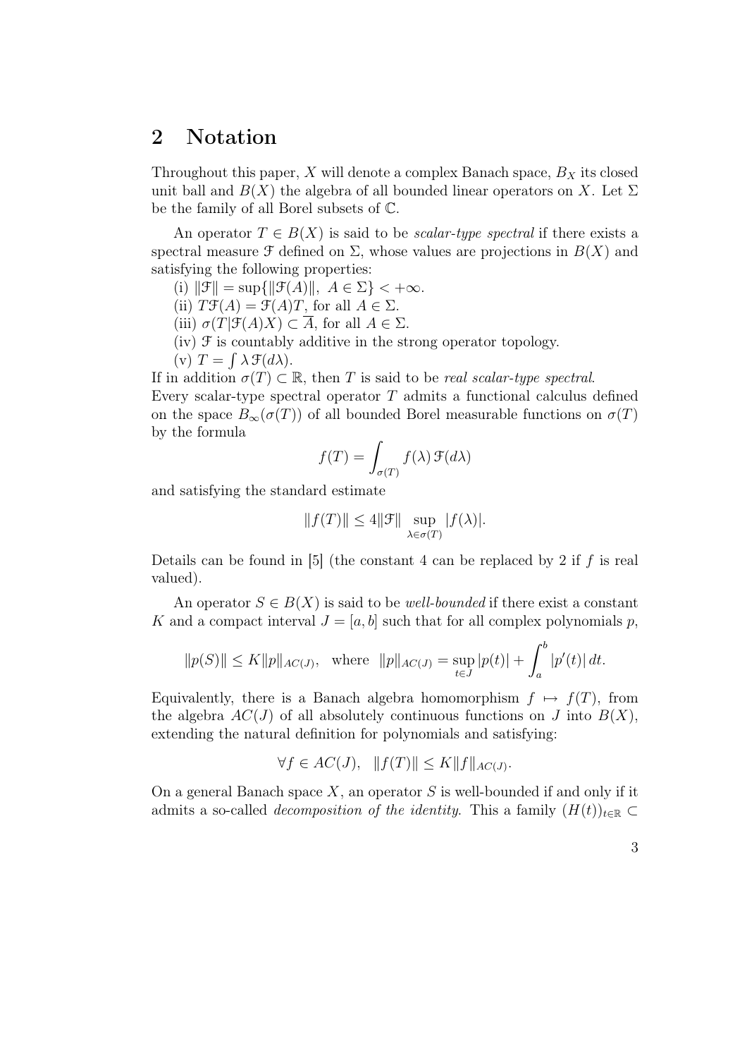## 2 Notation

Throughout this paper, $X$ will denote a complex Banach space, $B_X$ its closed unit ball and $B(X)$ the algebra of all bounded linear operators on $X$. Let $\Sigma$ be the family of all Borel subsets of $\mathbb{C}$.

An operator $T \in B(X)$ is said to be *scalar-type spectral* if there exists a spectral measure $\mathcal{F}$ defined on $\Sigma$, whose values are projections in $B(X)$ and satisfying the following properties:

(i) $\|\mathcal{F}\| = \sup\{\|\mathcal{F}(A)\|,\ A \in \Sigma\} < +\infty$.
(ii) $T\mathcal{F}(A) = \mathcal{F}(A)T$, for all $A \in \Sigma$.
(iii) $\sigma(T|\mathcal{F}(A)X) \subset \overline{A}$, for all $A \in \Sigma$.
(iv) $\mathcal{F}$ is countably additive in the strong operator topology.
(v) $T = \int \lambda\, \mathcal{F}(d\lambda)$.

If in addition $\sigma(T) \subset \mathbb{R}$, then $T$ is said to be *real scalar-type spectral*.
Every scalar-type spectral operator $T$ admits a functional calculus defined on the space $B_\infty(\sigma(T))$ of all bounded Borel measurable functions on $\sigma(T)$ by the formula

$$f(T) = \int_{\sigma(T)} f(\lambda)\, \mathcal{F}(d\lambda)$$

and satisfying the standard estimate

$$\|f(T)\| \leq 4\|\mathcal{F}\| \sup_{\lambda \in \sigma(T)} |f(\lambda)|.$$

Details can be found in [5] (the constant 4 can be replaced by 2 if $f$ is real valued).

An operator $S \in B(X)$ is said to be *well-bounded* if there exist a constant $K$ and a compact interval $J = [a, b]$ such that for all complex polynomials $p$,

$$\|p(S)\| \leq K\|p\|_{AC(J)}, \quad \text{where} \quad \|p\|_{AC(J)} = \sup_{t \in J} |p(t)| + \int_a^b |p'(t)|\, dt.$$

Equivalently, there is a Banach algebra homomorphism $f \mapsto f(T)$, from the algebra $AC(J)$ of all absolutely continuous functions on $J$ into $B(X)$, extending the natural definition for polynomials and satisfying:

$$\forall f \in AC(J), \quad \|f(T)\| \leq K\|f\|_{AC(J)}.$$

On a general Banach space $X$, an operator $S$ is well-bounded if and only if it admits a so-called *decomposition of the identity*. This a family $(H(t))_{t\in\mathbb{R}} \subset$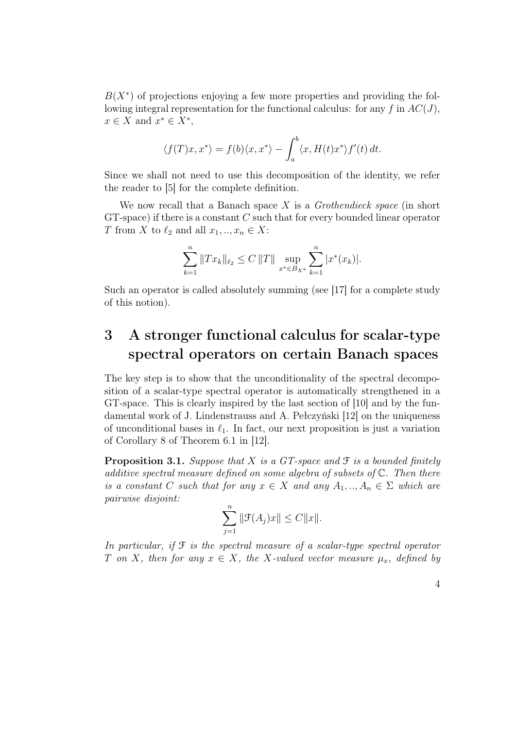$B(X^*)$ of projections enjoying a few more properties and providing the following integral representation for the functional calculus: for any $f$ in $AC(J)$, $x \in X$ and $x^* \in X^*$,

$$\langle f(T)x, x^* \rangle = f(b)\langle x, x^* \rangle - \int_a^b \langle x, H(t)x^* \rangle f'(t)\, dt.$$

Since we shall not need to use this decomposition of the identity, we refer the reader to [5] for the complete definition.

We now recall that a Banach space $X$ is a *Grothendieck space* (in short GT-space) if there is a constant $C$ such that for every bounded linear operator $T$ from $X$ to $\ell_2$ and all $x_1, .., x_n \in X$:

$$\sum_{k=1}^{n} \|Tx_k\|_{\ell_2} \leq C\, \|T\| \sup_{x^* \in B_{X^*}} \sum_{k=1}^{n} |x^*(x_k)|.$$

Such an operator is called absolutely summing (see [17] for a complete study of this notion).

# 3 A stronger functional calculus for scalar-type spectral operators on certain Banach spaces

The key step is to show that the unconditionality of the spectral decomposition of a scalar-type spectral operator is automatically strengthened in a GT-space. This is clearly inspired by the last section of [10] and by the fundamental work of J. Lindenstrauss and A. Pełczyński [12] on the uniqueness of unconditional bases in $\ell_1$. In fact, our next proposition is just a variation of Corollary 8 of Theorem 6.1 in [12].

**Proposition 3.1.** *Suppose that $X$ is a GT-space and $\mathcal{F}$ is a bounded finitely additive spectral measure defined on some algebra of subsets of $\mathbb{C}$. Then there is a constant $C$ such that for any $x \in X$ and any $A_1, .., A_n \in \Sigma$ which are pairwise disjoint:*

$$\sum_{j=1}^{n} \|\mathcal{F}(A_j)x\| \leq C\|x\|.$$

*In particular, if $\mathcal{F}$ is the spectral measure of a scalar-type spectral operator $T$ on $X$, then for any $x \in X$, the $X$-valued vector measure $\mu_x$, defined by*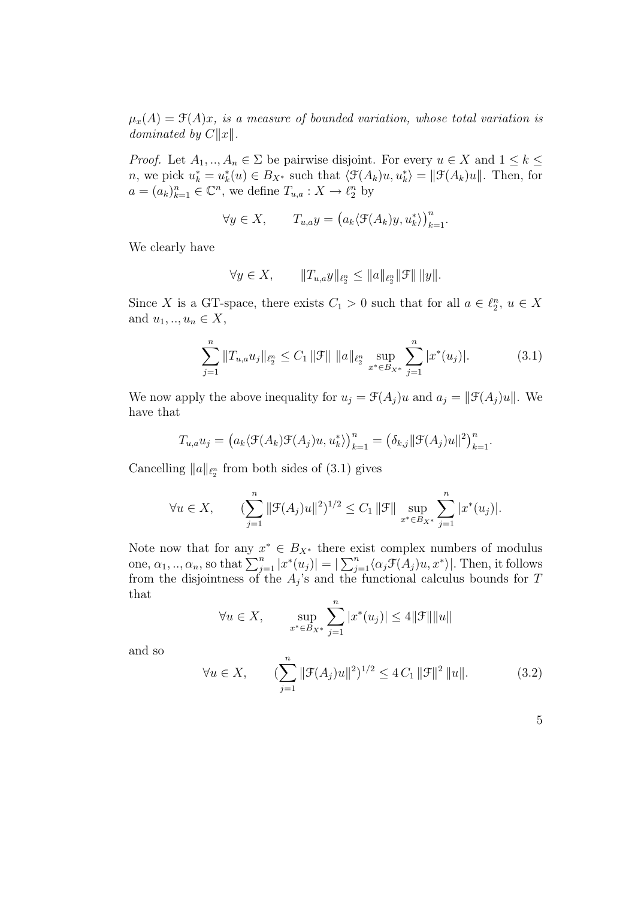*$\mu_x(A) = \mathcal{F}(A)x$, is a measure of bounded variation, whose total variation is dominated by $C\|x\|$.*

*Proof.* Let $A_1, .., A_n \in \Sigma$ be pairwise disjoint. For every $u \in X$ and $1 \leq k \leq n$, we pick $u_k^* = u_k^*(u) \in B_{X^*}$ such that $\langle \mathcal{F}(A_k)u, u_k^* \rangle = \|\mathcal{F}(A_k)u\|$. Then, for $a = (a_k)_{k=1}^n \in \mathbb{C}^n$, we define $T_{u,a} : X \to \ell_2^n$ by

$$\forall y \in X, \qquad T_{u,a}y = \big(a_k \langle \mathcal{F}(A_k)y, u_k^* \rangle\big)_{k=1}^n.$$

We clearly have

$$\forall y \in X, \qquad \|T_{u,a}y\|_{\ell_2^n} \leq \|a\|_{\ell_2^n} \|\mathcal{F}\| \, \|y\|.$$

Since $X$ is a GT-space, there exists $C_1 > 0$ such that for all $a \in \ell_2^n$, $u \in X$ and $u_1, .., u_n \in X$,

$$\sum_{j=1}^n \|T_{u,a}u_j\|_{\ell_2^n} \leq C_1 \, \|\mathcal{F}\| \, \|a\|_{\ell_2^n} \sup_{x^* \in B_{X^*}} \sum_{j=1}^n |x^*(u_j)|. \tag{3.1}$$

We now apply the above inequality for $u_j = \mathcal{F}(A_j)u$ and $a_j = \|\mathcal{F}(A_j)u\|$. We have that

$$T_{u,a}u_j = \big(a_k \langle \mathcal{F}(A_k)\mathcal{F}(A_j)u, u_k^* \rangle\big)_{k=1}^n = \big(\delta_{k,j} \|\mathcal{F}(A_j)u\|^2\big)_{k=1}^n.$$

Cancelling $\|a\|_{\ell_2^n}$ from both sides of (3.1) gives

$$\forall u \in X, \qquad (\sum_{j=1}^n \|\mathcal{F}(A_j)u\|^2)^{1/2} \leq C_1 \, \|\mathcal{F}\| \sup_{x^* \in B_{X^*}} \sum_{j=1}^n |x^*(u_j)|.$$

Note now that for any $x^* \in B_{X^*}$ there exist complex numbers of modulus one, $\alpha_1, .., \alpha_n$, so that $\sum_{j=1}^n |x^*(u_j)| = |\sum_{j=1}^n \langle \alpha_j \mathcal{F}(A_j)u, x^* \rangle|$. Then, it follows from the disjointness of the $A_j$'s and the functional calculus bounds for $T$ that

$$\forall u \in X, \qquad \sup_{x^* \in B_{X^*}} \sum_{j=1}^n |x^*(u_j)| \leq 4\|\mathcal{F}\|\|u\|$$

and so

$$\forall u \in X, \qquad (\sum_{j=1}^n \|\mathcal{F}(A_j)u\|^2)^{1/2} \leq 4 \, C_1 \, \|\mathcal{F}\|^2 \, \|u\|. \tag{3.2}$$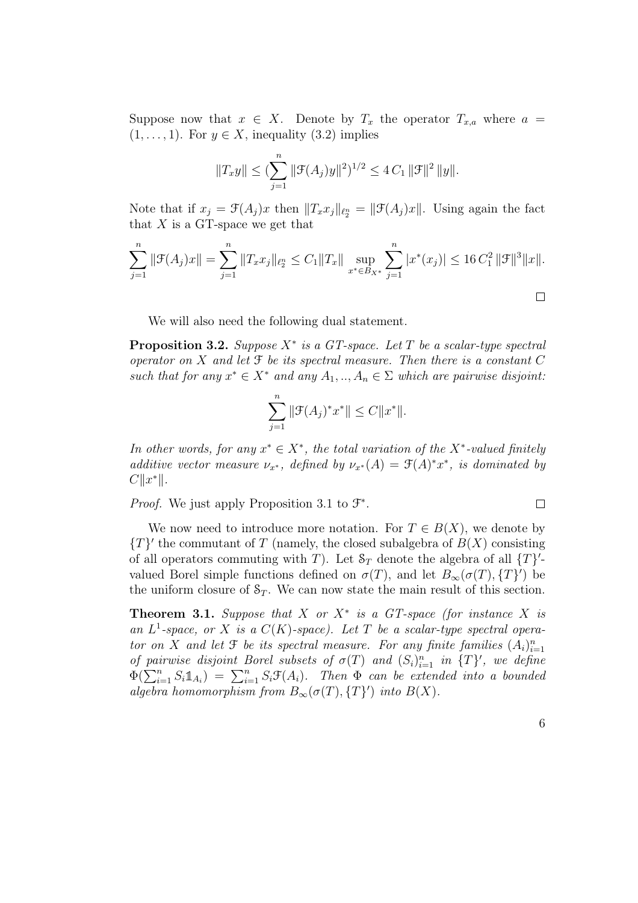Suppose now that $x \in X$. Denote by $T_x$ the operator $T_{x,a}$ where $a = (1, \dots, 1)$. For $y \in X$, inequality (3.2) implies

$$\|T_x y\| \leq (\sum_{j=1}^{n} \|\mathcal{F}(A_j)y\|^2)^{1/2} \leq 4\, C_1\, \|\mathcal{F}\|^2\, \|y\|.$$

Note that if $x_j = \mathcal{F}(A_j)x$ then $\|T_x x_j\|_{\ell_2^n} = \|\mathcal{F}(A_j)x\|$. Using again the fact that $X$ is a GT-space we get that

$$\sum_{j=1}^{n} \|\mathcal{F}(A_j)x\| = \sum_{j=1}^{n} \|T_x x_j\|_{\ell_2^n} \leq C_1 \|T_x\| \sup_{x^* \in B_{X^*}} \sum_{j=1}^{n} |x^*(x_j)| \leq 16\, C_1^2\, \|\mathcal{F}\|^3 \|x\|.$$

$\square$

We will also need the following dual statement.

**Proposition 3.2.** *Suppose $X^*$ is a GT-space. Let $T$ be a scalar-type spectral operator on $X$ and let $\mathcal{F}$ be its spectral measure. Then there is a constant $C$ such that for any $x^* \in X^*$ and any $A_1, .., A_n \in \Sigma$ which are pairwise disjoint:*

$$\sum_{j=1}^{n} \|\mathcal{F}(A_j)^* x^*\| \leq C \|x^*\|.$$

*In other words, for any $x^* \in X^*$, the total variation of the $X^*$-valued finitely additive vector measure $\nu_{x^*}$, defined by $\nu_{x^*}(A) = \mathcal{F}(A)^* x^*$, is dominated by $C\|x^*\|$.*

*Proof.* We just apply Proposition 3.1 to $\mathcal{F}^*$. $\square$

We now need to introduce more notation. For $T \in B(X)$, we denote by $\{T\}'$ the commutant of $T$ (namely, the closed subalgebra of $B(X)$ consisting of all operators commuting with $T$). Let $\mathcal{S}_T$ denote the algebra of all $\{T\}'$-valued Borel simple functions defined on $\sigma(T)$, and let $B_\infty(\sigma(T), \{T\}')$ be the uniform closure of $\mathcal{S}_T$. We can now state the main result of this section.

**Theorem 3.1.** *Suppose that $X$ or $X^*$ is a GT-space (for instance $X$ is an $L^1$-space, or $X$ is a $C(K)$-space). Let $T$ be a scalar-type spectral operator on $X$ and let $\mathcal{F}$ be its spectral measure. For any finite families $(A_i)_{i=1}^n$ of pairwise disjoint Borel subsets of $\sigma(T)$ and $(S_i)_{i=1}^n$ in $\{T\}'$, we define $\Phi(\sum_{i=1}^n S_i \mathbb{1}_{A_i}) = \sum_{i=1}^n S_i \mathcal{F}(A_i)$. Then $\Phi$ can be extended into a bounded algebra homomorphism from $B_\infty(\sigma(T), \{T\}')$ into $B(X)$.*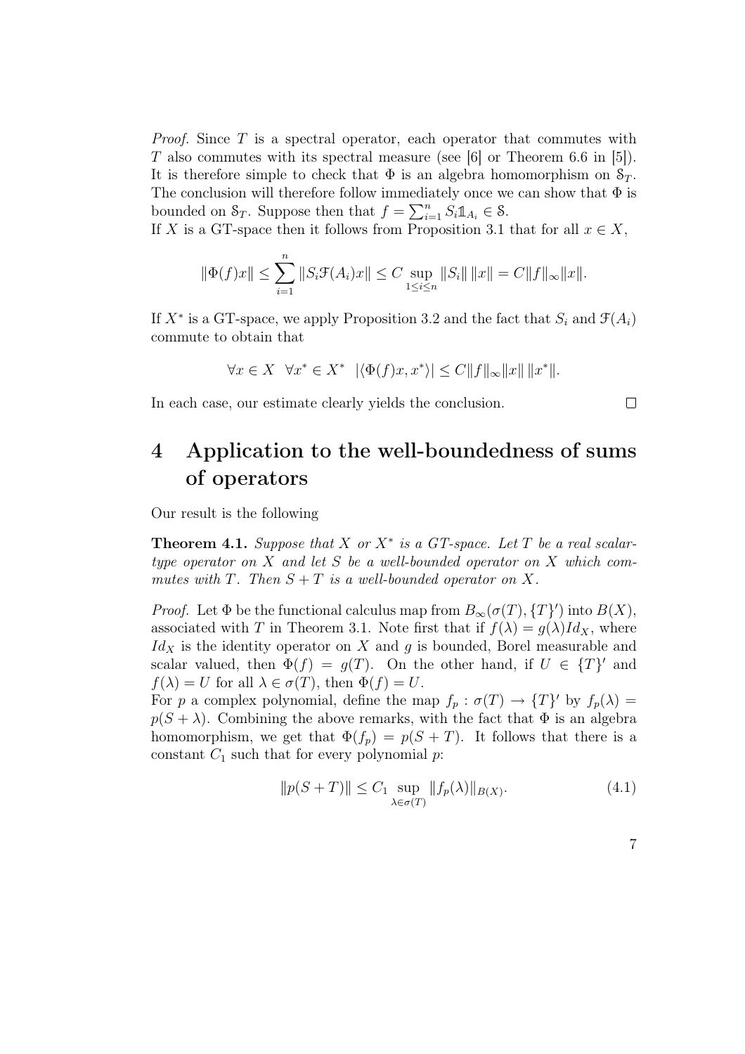*Proof.* Since $T$ is a spectral operator, each operator that commutes with $T$ also commutes with its spectral measure (see [6] or Theorem 6.6 in [5]). It is therefore simple to check that $\Phi$ is an algebra homomorphism on $\mathcal{S}_T$. The conclusion will therefore follow immediately once we can show that $\Phi$ is bounded on $\mathcal{S}_T$. Suppose then that $f = \sum_{i=1}^{n} S_i \mathbb{1}_{A_i} \in \mathcal{S}$.

If $X$ is a GT-space then it follows from Proposition 3.1 that for all $x \in X$,

$$\|\Phi(f)x\| \leq \sum_{i=1}^{n} \|S_i \mathcal{F}(A_i)x\| \leq C \sup_{1 \leq i \leq n} \|S_i\| \, \|x\| = C\|f\|_\infty \|x\|.$$

If $X^*$ is a GT-space, we apply Proposition 3.2 and the fact that $S_i$ and $\mathcal{F}(A_i)$ commute to obtain that

$$\forall x \in X \quad \forall x^* \in X^* \quad |\langle \Phi(f)x, x^* \rangle| \leq C\|f\|_\infty \|x\| \, \|x^*\|.$$

In each case, our estimate clearly yields the conclusion. $\square$

# 4 Application to the well-boundedness of sums of operators

Our result is the following

**Theorem 4.1.** *Suppose that $X$ or $X^*$ is a GT-space. Let $T$ be a real scalar-type operator on $X$ and let $S$ be a well-bounded operator on $X$ which commutes with $T$. Then $S + T$ is a well-bounded operator on $X$.*

*Proof.* Let $\Phi$ be the functional calculus map from $B_\infty(\sigma(T), \{T\}')$ into $B(X)$, associated with $T$ in Theorem 3.1. Note first that if $f(\lambda) = g(\lambda) Id_X$, where $Id_X$ is the identity operator on $X$ and $g$ is bounded, Borel measurable and scalar valued, then $\Phi(f) = g(T)$. On the other hand, if $U \in \{T\}'$ and $f(\lambda) = U$ for all $\lambda \in \sigma(T)$, then $\Phi(f) = U$.

For $p$ a complex polynomial, define the map $f_p : \sigma(T) \to \{T\}'$ by $f_p(\lambda) = p(S + \lambda)$. Combining the above remarks, with the fact that $\Phi$ is an algebra homomorphism, we get that $\Phi(f_p) = p(S + T)$. It follows that there is a constant $C_1$ such that for every polynomial $p$:

$$\|p(S + T)\| \leq C_1 \sup_{\lambda \in \sigma(T)} \|f_p(\lambda)\|_{B(X)}. \tag{4.1}$$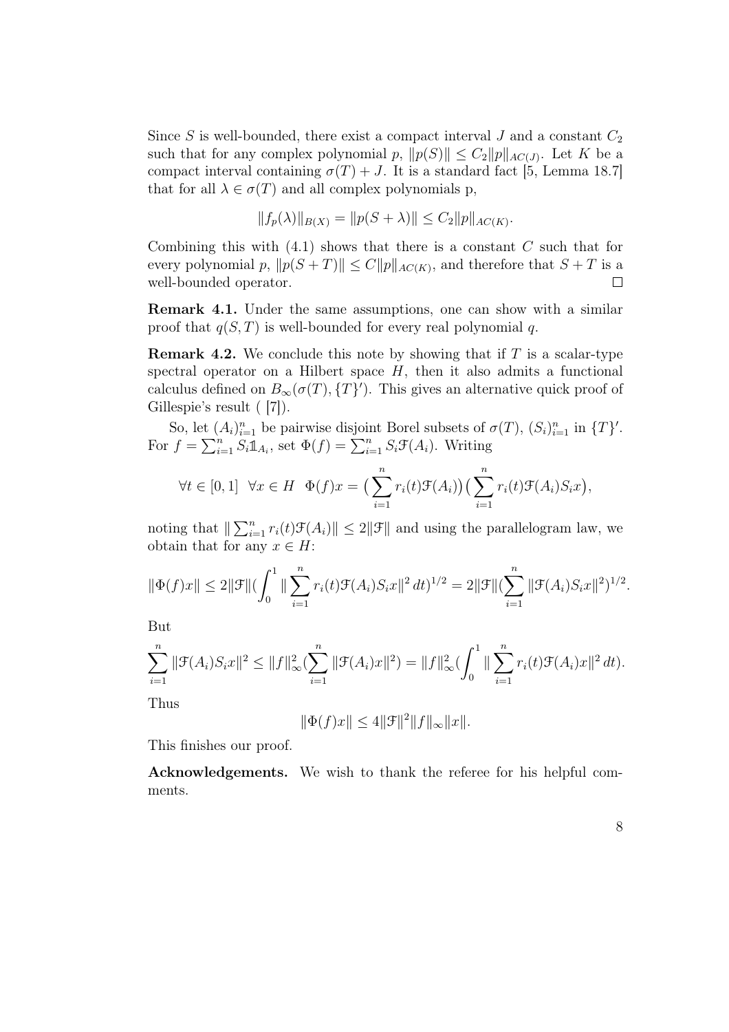Since $S$ is well-bounded, there exist a compact interval $J$ and a constant $C_2$ such that for any complex polynomial $p$, $\|p(S)\| \leq C_2\|p\|_{AC(J)}$. Let $K$ be a compact interval containing $\sigma(T) + J$. It is a standard fact [5, Lemma 18.7] that for all $\lambda \in \sigma(T)$ and all complex polynomials p,

$$\|f_p(\lambda)\|_{B(X)} = \|p(S + \lambda)\| \leq C_2\|p\|_{AC(K)}.$$

Combining this with (4.1) shows that there is a constant $C$ such that for every polynomial $p$, $\|p(S + T)\| \leq C\|p\|_{AC(K)}$, and therefore that $S + T$ is a well-bounded operator. $\square$

**Remark 4.1.** Under the same assumptions, one can show with a similar proof that $q(S, T)$ is well-bounded for every real polynomial $q$.

**Remark 4.2.** We conclude this note by showing that if $T$ is a scalar-type spectral operator on a Hilbert space $H$, then it also admits a functional calculus defined on $B_\infty(\sigma(T), \{T\}')$. This gives an alternative quick proof of Gillespie's result ( [7]).

So, let $(A_i)_{i=1}^n$ be pairwise disjoint Borel subsets of $\sigma(T)$, $(S_i)_{i=1}^n$ in $\{T\}'$. For $f = \sum_{i=1}^n S_i \mathbb{1}_{A_i}$, set $\Phi(f) = \sum_{i=1}^n S_i \mathcal{F}(A_i)$. Writing

$$\forall t \in [0, 1] \;\; \forall x \in H \;\; \Phi(f)x = \big(\sum_{i=1}^n r_i(t)\mathcal{F}(A_i)\big)\big(\sum_{i=1}^n r_i(t)\mathcal{F}(A_i)S_i x\big),$$

noting that $\| \sum_{i=1}^n r_i(t)\mathcal{F}(A_i)\| \leq 2\|\mathcal{F}\|$ and using the parallelogram law, we obtain that for any $x \in H$:

$$\|\Phi(f)x\| \leq 2\|\mathcal{F}\|(\int_0^1 \| \sum_{i=1}^n r_i(t)\mathcal{F}(A_i)S_i x\|^2 \, dt)^{1/2} = 2\|\mathcal{F}\|(\sum_{i=1}^n \|\mathcal{F}(A_i)S_i x\|^2)^{1/2}.$$

But

$$\sum_{i=1}^n \|\mathcal{F}(A_i)S_i x\|^2 \leq \|f\|_\infty^2(\sum_{i=1}^n \|\mathcal{F}(A_i)x\|^2) = \|f\|_\infty^2(\int_0^1 \| \sum_{i=1}^n r_i(t)\mathcal{F}(A_i)x\|^2 \, dt).$$

Thus

$$\|\Phi(f)x\| \leq 4\|\mathcal{F}\|^2\|f\|_\infty\|x\|.$$

This finishes our proof.

**Acknowledgements.** We wish to thank the referee for his helpful comments.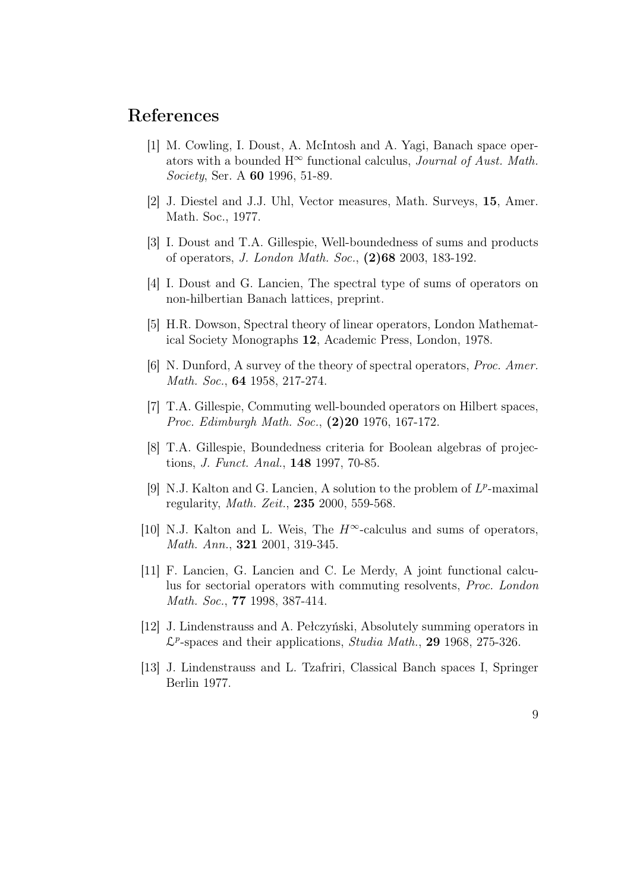# References

[1] M. Cowling, I. Doust, A. McIntosh and A. Yagi, Banach space operators with a bounded $\mathrm{H}^\infty$ functional calculus, *Journal of Aust. Math. Society*, Ser. A **60** 1996, 51-89.

[2] J. Diestel and J.J. Uhl, Vector measures, Math. Surveys, **15**, Amer. Math. Soc., 1977.

[3] I. Doust and T.A. Gillespie, Well-boundedness of sums and products of operators, *J. London Math. Soc.*, **(2)68** 2003, 183-192.

[4] I. Doust and G. Lancien, The spectral type of sums of operators on non-hilbertian Banach lattices, preprint.

[5] H.R. Dowson, Spectral theory of linear operators, London Mathematical Society Monographs **12**, Academic Press, London, 1978.

[6] N. Dunford, A survey of the theory of spectral operators, *Proc. Amer. Math. Soc.*, **64** 1958, 217-274.

[7] T.A. Gillespie, Commuting well-bounded operators on Hilbert spaces, *Proc. Edimburgh Math. Soc.*, **(2)20** 1976, 167-172.

[8] T.A. Gillespie, Boundedness criteria for Boolean algebras of projections, *J. Funct. Anal.*, **148** 1997, 70-85.

[9] N.J. Kalton and G. Lancien, A solution to the problem of $L^p$-maximal regularity, *Math. Zeit.*, **235** 2000, 559-568.

[10] N.J. Kalton and L. Weis, The $H^\infty$-calculus and sums of operators, *Math. Ann.*, **321** 2001, 319-345.

[11] F. Lancien, G. Lancien and C. Le Merdy, A joint functional calculus for sectorial operators with commuting resolvents, *Proc. London Math. Soc.*, **77** 1998, 387-414.

[12] J. Lindenstrauss and A. Pełczyński, Absolutely summing operators in $\mathcal{L}^p$-spaces and their applications, *Studia Math.*, **29** 1968, 275-326.

[13] J. Lindenstrauss and L. Tzafriri, Classical Banch spaces I, Springer Berlin 1977.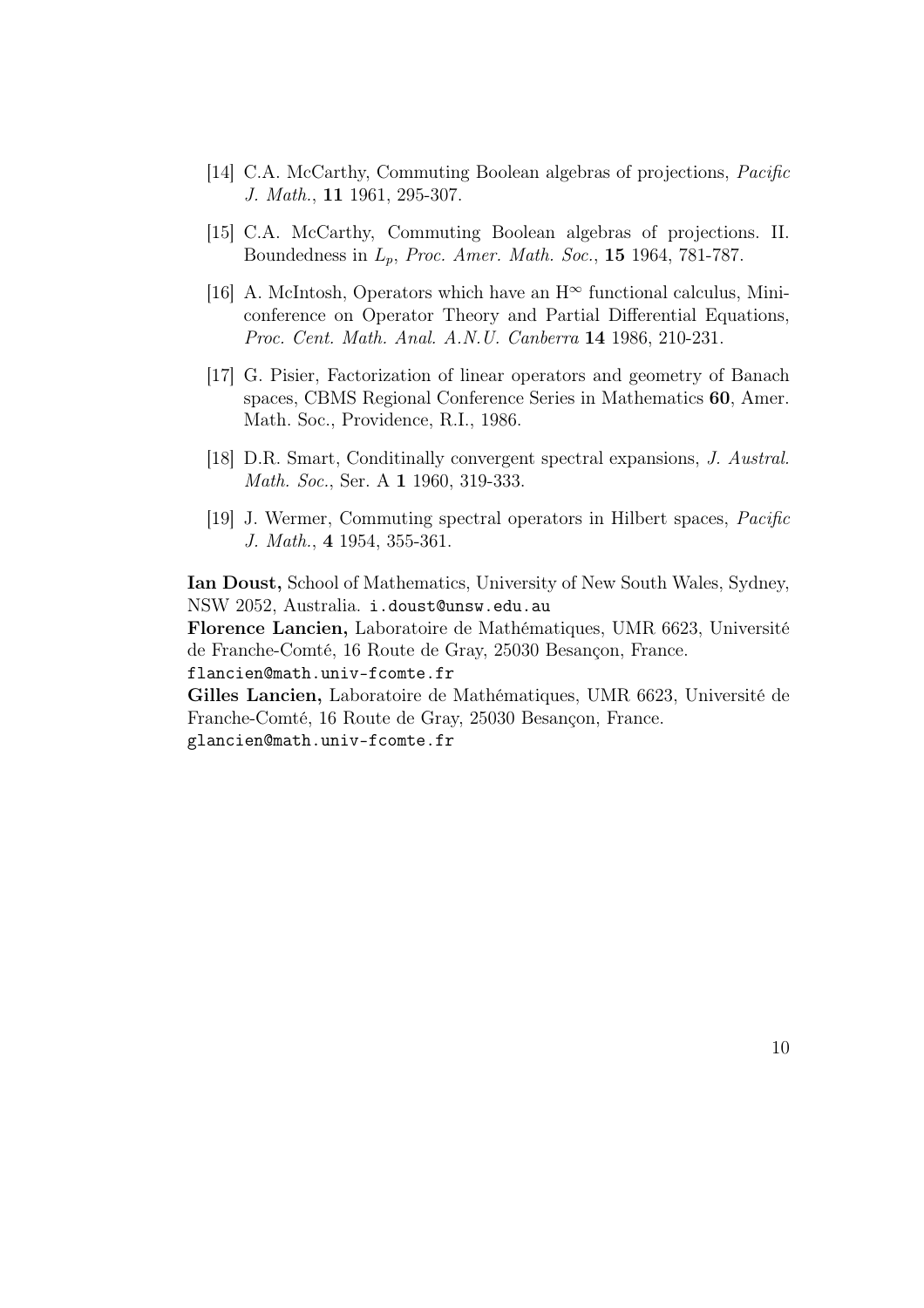[14] C.A. McCarthy, Commuting Boolean algebras of projections, *Pacific J. Math.*, **11** 1961, 295-307.

[15] C.A. McCarthy, Commuting Boolean algebras of projections. II. Boundedness in $L_p$, *Proc. Amer. Math. Soc.*, **15** 1964, 781-787.

[16] A. McIntosh, Operators which have an $H^\infty$ functional calculus, Miniconference on Operator Theory and Partial Differential Equations, *Proc. Cent. Math. Anal. A.N.U. Canberra* **14** 1986, 210-231.

[17] G. Pisier, Factorization of linear operators and geometry of Banach spaces, CBMS Regional Conference Series in Mathematics **60**, Amer. Math. Soc., Providence, R.I., 1986.

[18] D.R. Smart, Conditinally convergent spectral expansions, *J. Austral. Math. Soc.*, Ser. A **1** 1960, 319-333.

[19] J. Wermer, Commuting spectral operators in Hilbert spaces, *Pacific J. Math.*, **4** 1954, 355-361.

**Ian Doust,** School of Mathematics, University of New South Wales, Sydney, NSW 2052, Australia. i.doust@unsw.edu.au
**Florence Lancien,** Laboratoire de Mathématiques, UMR 6623, Université de Franche-Comté, 16 Route de Gray, 25030 Besançon, France.
flancien@math.univ-fcomte.fr
**Gilles Lancien,** Laboratoire de Mathématiques, UMR 6623, Université de Franche-Comté, 16 Route de Gray, 25030 Besançon, France.
glancien@math.univ-fcomte.fr